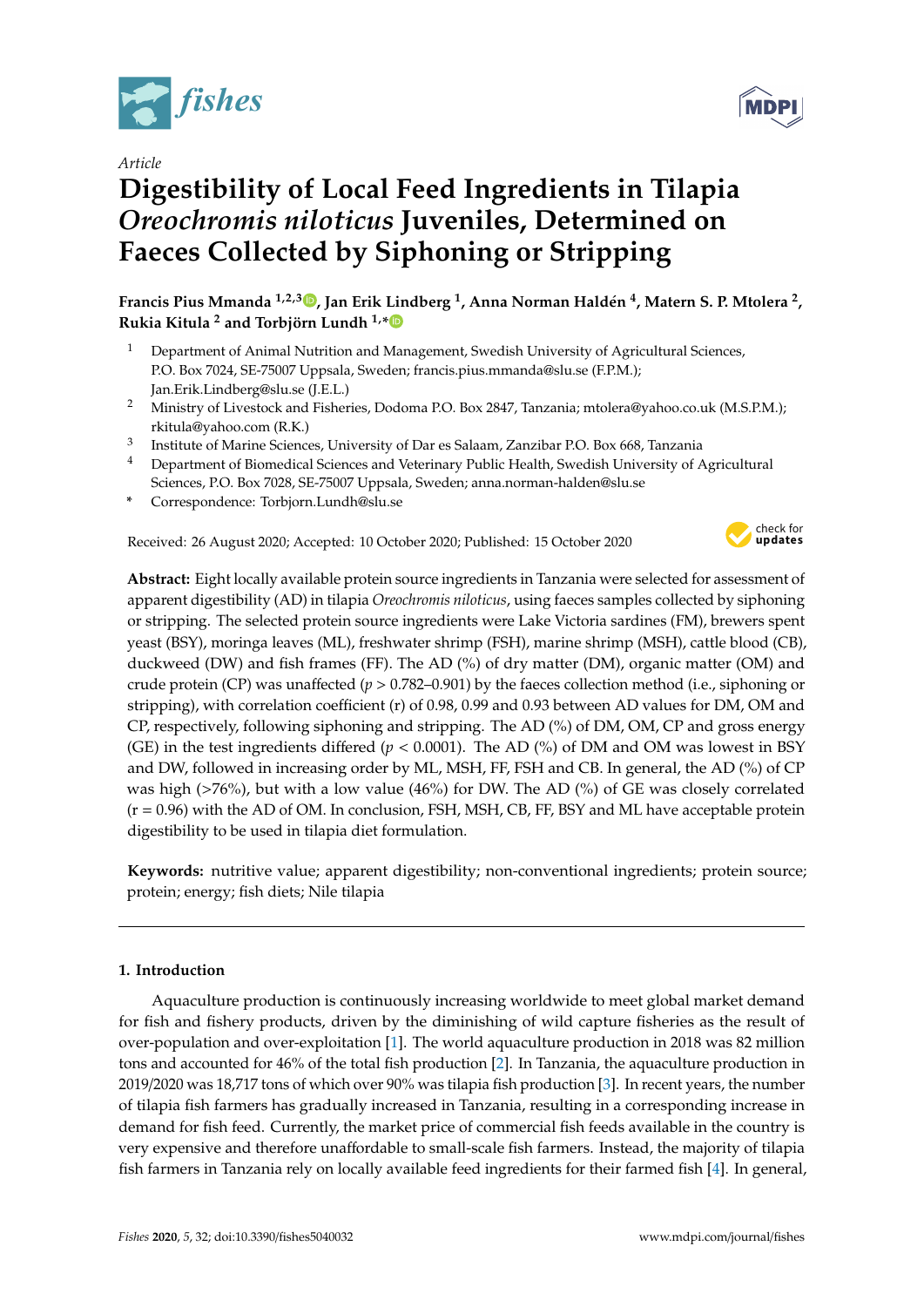*Article*

# Digestibility of Local Feed Ingredients in Tilapia *Oreochromis niloticus* Juveniles, Determined on Faeces Collected by Siphoning or Stripping

**Francis Pius Mmanda [1,2,3], Jan Erik Lindberg [1], Anna Norman Haldén [4], Matern S. P. Mtolera [2], Rukia Kitula [2] and Torbjörn Lundh [1,*]**

[1] Department of Animal Nutrition and Management, Swedish University of Agricultural Sciences, P.O. Box 7024, SE-75007 Uppsala, Sweden; francis.pius.mmanda@slu.se (F.P.M.); Jan.Erik.Lindberg@slu.se (J.E.L.)

[2] Ministry of Livestock and Fisheries, Dodoma P.O. Box 2847, Tanzania; mtolera@yahoo.co.uk (M.S.P.M.); rkitula@yahoo.com (R.K.)

[3] Institute of Marine Sciences, University of Dar es Salaam, Zanzibar P.O. Box 668, Tanzania

[4] Department of Biomedical Sciences and Veterinary Public Health, Swedish University of Agricultural Sciences, P.O. Box 7028, SE-75007 Uppsala, Sweden; anna.norman-halden@slu.se

\* Correspondence: Torbjorn.Lundh@slu.se

Received: 26 August 2020; Accepted: 10 October 2020; Published: 15 October 2020

**Abstract:** Eight locally available protein source ingredients in Tanzania were selected for assessment of apparent digestibility (AD) in tilapia *Oreochromis niloticus*, using faeces samples collected by siphoning or stripping. The selected protein source ingredients were Lake Victoria sardines (FM), brewers spent yeast (BSY), moringa leaves (ML), freshwater shrimp (FSH), marine shrimp (MSH), cattle blood (CB), duckweed (DW) and fish frames (FF). The AD (%) of dry matter (DM), organic matter (OM) and crude protein (CP) was unaffected ($p > 0.782$–$0.901$) by the faeces collection method (i.e., siphoning or stripping), with correlation coefficient (r) of 0.98, 0.99 and 0.93 between AD values for DM, OM and CP, respectively, following siphoning and stripping. The AD (%) of DM, OM, CP and gross energy (GE) in the test ingredients differed ($p < 0.0001$). The AD (%) of DM and OM was lowest in BSY and DW, followed in increasing order by ML, MSH, FF, FSH and CB. In general, the AD (%) of CP was high (>76%), but with a low value (46%) for DW. The AD (%) of GE was closely correlated ($r = 0.96$) with the AD of OM. In conclusion, FSH, MSH, CB, FF, BSY and ML have acceptable protein digestibility to be used in tilapia diet formulation.

**Keywords:** nutritive value; apparent digestibility; non-conventional ingredients; protein source; protein; energy; fish diets; Nile tilapia

## 1. Introduction

Aquaculture production is continuously increasing worldwide to meet global market demand for fish and fishery products, driven by the diminishing of wild capture fisheries as the result of over-population and over-exploitation [1]. The world aquaculture production in 2018 was 82 million tons and accounted for 46% of the total fish production [2]. In Tanzania, the aquaculture production in 2019/2020 was 18,717 tons of which over 90% was tilapia fish production [3]. In recent years, the number of tilapia fish farmers has gradually increased in Tanzania, resulting in a corresponding increase in demand for fish feed. Currently, the market price of commercial fish feeds available in the country is very expensive and therefore unaffordable to small-scale fish farmers. Instead, the majority of tilapia fish farmers in Tanzania rely on locally available feed ingredients for their farmed fish [4]. In general,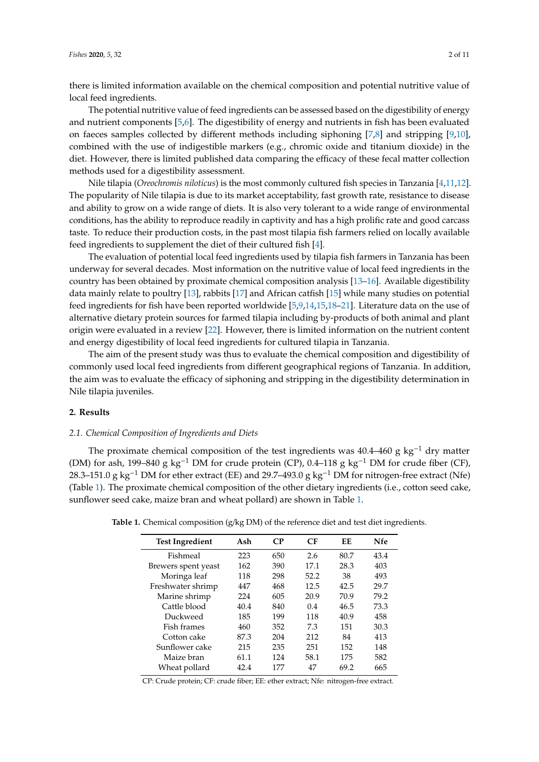there is limited information available on the chemical composition and potential nutritive value of local feed ingredients.

The potential nutritive value of feed ingredients can be assessed based on the digestibility of energy and nutrient components [5,6]. The digestibility of energy and nutrients in fish has been evaluated on faeces samples collected by different methods including siphoning [7,8] and stripping [9,10], combined with the use of indigestible markers (e.g., chromic oxide and titanium dioxide) in the diet. However, there is limited published data comparing the efficacy of these fecal matter collection methods used for a digestibility assessment.

Nile tilapia (*Oreochromis niloticus*) is the most commonly cultured fish species in Tanzania [4,11,12]. The popularity of Nile tilapia is due to its market acceptability, fast growth rate, resistance to disease and ability to grow on a wide range of diets. It is also very tolerant to a wide range of environmental conditions, has the ability to reproduce readily in captivity and has a high prolific rate and good carcass taste. To reduce their production costs, in the past most tilapia fish farmers relied on locally available feed ingredients to supplement the diet of their cultured fish [4].

The evaluation of potential local feed ingredients used by tilapia fish farmers in Tanzania has been underway for several decades. Most information on the nutritive value of local feed ingredients in the country has been obtained by proximate chemical composition analysis [13–16]. Available digestibility data mainly relate to poultry [13], rabbits [17] and African catfish [15] while many studies on potential feed ingredients for fish have been reported worldwide [5,9,14,15,18–21]. Literature data on the use of alternative dietary protein sources for farmed tilapia including by-products of both animal and plant origin were evaluated in a review [22]. However, there is limited information on the nutrient content and energy digestibility of local feed ingredients for cultured tilapia in Tanzania.

The aim of the present study was thus to evaluate the chemical composition and digestibility of commonly used local feed ingredients from different geographical regions of Tanzania. In addition, the aim was to evaluate the efficacy of siphoning and stripping in the digestibility determination in Nile tilapia juveniles.

## 2. Results

### 2.1. Chemical Composition of Ingredients and Diets

The proximate chemical composition of the test ingredients was 40.4–460 g kg$^{-1}$ dry matter (DM) for ash, 199–840 g kg$^{-1}$ DM for crude protein (CP), 0.4–118 g kg$^{-1}$ DM for crude fiber (CF), 28.3–151.0 g kg$^{-1}$ DM for ether extract (EE) and 29.7–493.0 g kg$^{-1}$ DM for nitrogen-free extract (Nfe) (Table 1). The proximate chemical composition of the other dietary ingredients (i.e., cotton seed cake, sunflower seed cake, maize bran and wheat pollard) are shown in Table 1.

**Table 1.** Chemical composition (g/kg DM) of the reference diet and test diet ingredients.

| Test Ingredient | Ash | CP | CF | EE | Nfe |
|---|---|---|---|---|---|
| Fishmeal | 223 | 650 | 2.6 | 80.7 | 43.4 |
| Brewers spent yeast | 162 | 390 | 17.1 | 28.3 | 403 |
| Moringa leaf | 118 | 298 | 52.2 | 38 | 493 |
| Freshwater shrimp | 447 | 468 | 12.5 | 42.5 | 29.7 |
| Marine shrimp | 224 | 605 | 20.9 | 70.9 | 79.2 |
| Cattle blood | 40.4 | 840 | 0.4 | 46.5 | 73.3 |
| Duckweed | 185 | 199 | 118 | 40.9 | 458 |
| Fish frames | 460 | 352 | 7.3 | 151 | 30.3 |
| Cotton cake | 87.3 | 204 | 212 | 84 | 413 |
| Sunflower cake | 215 | 235 | 251 | 152 | 148 |
| Maize bran | 61.1 | 124 | 58.1 | 175 | 582 |
| Wheat pollard | 42.4 | 177 | 47 | 69.2 | 665 |

CP: Crude protein; CF: crude fiber; EE: ether extract; Nfe: nitrogen-free extract.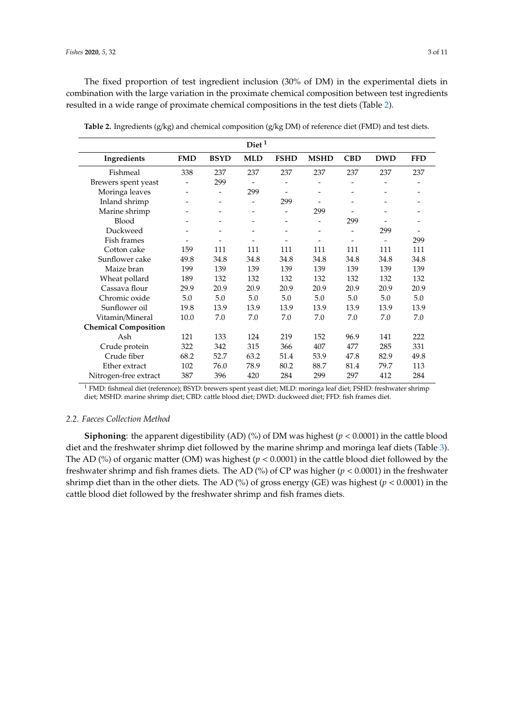The fixed proportion of test ingredient inclusion (30% of DM) in the experimental diets in combination with the large variation in the proximate chemical composition between test ingredients resulted in a wide range of proximate chemical compositions in the test diets (Table 2).

**Table 2.** Ingredients (g/kg) and chemical composition (g/kg DM) of reference diet (FMD) and test diets.

| | Diet [1] | | | | | | | |
|---|---|---|---|---|---|---|---|---|
| **Ingredients** | **FMD** | **BSYD** | **MLD** | **FSHD** | **MSHD** | **CBD** | **DWD** | **FFD** |
| Fishmeal | 338 | 237 | 237 | 237 | 237 | 237 | 237 | 237 |
| Brewers spent yeast | - | 299 | - | - | - | - | - | - |
| Moringa leaves | - | - | 299 | - | - | - | - | - |
| Inland shrimp | - | - | - | 299 | - | - | - | - |
| Marine shrimp | - | - | - | - | 299 | - | - | - |
| Blood | - | - | - | - | - | 299 | - | - |
| Duckweed | - | - | - | - | - | - | 299 | - |
| Fish frames | - | - | - | - | - | - | - | 299 |
| Cotton cake | 159 | 111 | 111 | 111 | 111 | 111 | 111 | 111 |
| Sunflower cake | 49.8 | 34.8 | 34.8 | 34.8 | 34.8 | 34.8 | 34.8 | 34.8 |
| Maize bran | 199 | 139 | 139 | 139 | 139 | 139 | 139 | 139 |
| Wheat pollard | 189 | 132 | 132 | 132 | 132 | 132 | 132 | 132 |
| Cassava flour | 29.9 | 20.9 | 20.9 | 20.9 | 20.9 | 20.9 | 20.9 | 20.9 |
| Chromic oxide | 5.0 | 5.0 | 5.0 | 5.0 | 5.0 | 5.0 | 5.0 | 5.0 |
| Sunflower oil | 19.8 | 13.9 | 13.9 | 13.9 | 13.9 | 13.9 | 13.9 | 13.9 |
| Vitamin/Mineral | 10.0 | 7.0 | 7.0 | 7.0 | 7.0 | 7.0 | 7.0 | 7.0 |
| **Chemical Composition** | | | | | | | | |
| Ash | 121 | 133 | 124 | 219 | 152 | 96.9 | 141 | 222 |
| Crude protein | 322 | 342 | 315 | 366 | 407 | 477 | 285 | 331 |
| Crude fiber | 68.2 | 52.7 | 63.2 | 51.4 | 53.9 | 47.8 | 82.9 | 49.8 |
| Ether extract | 102 | 76.0 | 78.9 | 80.2 | 88.7 | 81.4 | 79.7 | 113 |
| Nitrogen-free extract | 387 | 396 | 420 | 284 | 299 | 297 | 412 | 284 |

[1] FMD: fishmeal diet (reference); BSYD: brewers spent yeast diet; MLD: moringa leaf diet; FSHD: freshwater shrimp diet; MSHD: marine shrimp diet; CBD: cattle blood diet; DWD: duckweed diet; FFD: fish frames diet.

### *2.2. Faeces Collection Method*

**Siphoning**: the apparent digestibility (AD) (%) of DM was highest ($p < 0.0001$) in the cattle blood diet and the freshwater shrimp diet followed by the marine shrimp and moringa leaf diets (Table 3). The AD (%) of organic matter (OM) was highest ($p < 0.0001$) in the cattle blood diet followed by the freshwater shrimp and fish frames diets. The AD (%) of CP was higher ($p < 0.0001$) in the freshwater shrimp diet than in the other diets. The AD (%) of gross energy (GE) was highest ($p < 0.0001$) in the cattle blood diet followed by the freshwater shrimp and fish frames diets.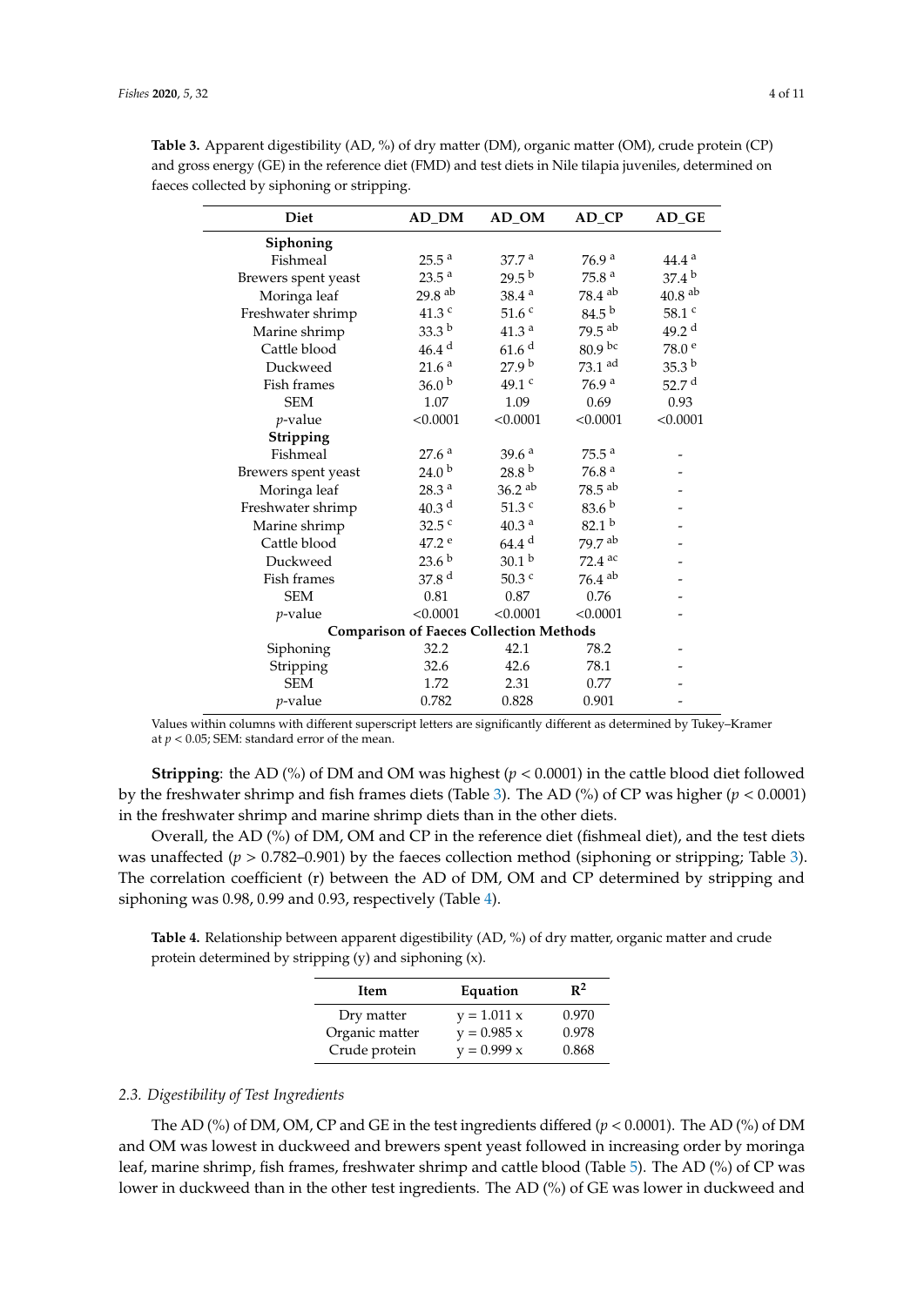**Table 3.** Apparent digestibility (AD, %) of dry matter (DM), organic matter (OM), crude protein (CP) and gross energy (GE) in the reference diet (FMD) and test diets in Nile tilapia juveniles, determined on faeces collected by siphoning or stripping.

| Diet | AD_DM | AD_OM | AD_CP | AD_GE |
|---|---|---|---|---|
| **Siphoning** | | | | |
| Fishmeal | 25.5 $^{a}$ | 37.7 $^{a}$ | 76.9 $^{a}$ | 44.4 $^{a}$ |
| Brewers spent yeast | 23.5 $^{a}$ | 29.5 $^{b}$ | 75.8 $^{a}$ | 37.4 $^{b}$ |
| Moringa leaf | 29.8 $^{ab}$ | 38.4 $^{a}$ | 78.4 $^{ab}$ | 40.8 $^{ab}$ |
| Freshwater shrimp | 41.3 $^{c}$ | 51.6 $^{c}$ | 84.5 $^{b}$ | 58.1 $^{c}$ |
| Marine shrimp | 33.3 $^{b}$ | 41.3 $^{a}$ | 79.5 $^{ab}$ | 49.2 $^{d}$ |
| Cattle blood | 46.4 $^{d}$ | 61.6 $^{d}$ | 80.9 $^{bc}$ | 78.0 $^{e}$ |
| Duckweed | 21.6 $^{a}$ | 27.9 $^{b}$ | 73.1 $^{ad}$ | 35.3 $^{b}$ |
| Fish frames | 36.0 $^{b}$ | 49.1 $^{c}$ | 76.9 $^{a}$ | 52.7 $^{d}$ |
| SEM | 1.07 | 1.09 | 0.69 | 0.93 |
| *p*-value | <0.0001 | <0.0001 | <0.0001 | <0.0001 |
| **Stripping** | | | | |
| Fishmeal | 27.6 $^{a}$ | 39.6 $^{a}$ | 75.5 $^{a}$ | - |
| Brewers spent yeast | 24.0 $^{b}$ | 28.8 $^{b}$ | 76.8 $^{a}$ | - |
| Moringa leaf | 28.3 $^{a}$ | 36.2 $^{ab}$ | 78.5 $^{ab}$ | - |
| Freshwater shrimp | 40.3 $^{d}$ | 51.3 $^{c}$ | 83.6 $^{b}$ | - |
| Marine shrimp | 32.5 $^{c}$ | 40.3 $^{a}$ | 82.1 $^{b}$ | - |
| Cattle blood | 47.2 $^{e}$ | 64.4 $^{d}$ | 79.7 $^{ab}$ | - |
| Duckweed | 23.6 $^{b}$ | 30.1 $^{b}$ | 72.4 $^{ac}$ | - |
| Fish frames | 37.8 $^{d}$ | 50.3 $^{c}$ | 76.4 $^{ab}$ | - |
| SEM | 0.81 | 0.87 | 0.76 | - |
| *p*-value | <0.0001 | <0.0001 | <0.0001 | - |
| **Comparison of Faeces Collection Methods** | | | | |
| Siphoning | 32.2 | 42.1 | 78.2 | - |
| Stripping | 32.6 | 42.6 | 78.1 | - |
| SEM | 1.72 | 2.31 | 0.77 | - |
| *p*-value | 0.782 | 0.828 | 0.901 | - |

Values within columns with different superscript letters are significantly different as determined by Tukey–Kramer at $p < 0.05$; SEM: standard error of the mean.

**Stripping**: the AD (%) of DM and OM was highest ($p < 0.0001$) in the cattle blood diet followed by the freshwater shrimp and fish frames diets (Table 3). The AD (%) of CP was higher ($p < 0.0001$) in the freshwater shrimp and marine shrimp diets than in the other diets.

Overall, the AD (%) of DM, OM and CP in the reference diet (fishmeal diet), and the test diets was unaffected ($p > 0.782$–$0.901$) by the faeces collection method (siphoning or stripping; Table 3). The correlation coefficient (r) between the AD of DM, OM and CP determined by stripping and siphoning was 0.98, 0.99 and 0.93, respectively (Table 4).

**Table 4.** Relationship between apparent digestibility (AD, %) of dry matter, organic matter and crude protein determined by stripping (y) and siphoning (x).

| Item | Equation | $R^2$ |
|---|---|---|
| Dry matter | $y = 1.011\ x$ | 0.970 |
| Organic matter | $y = 0.985\ x$ | 0.978 |
| Crude protein | $y = 0.999\ x$ | 0.868 |

### *2.3. Digestibility of Test Ingredients*

The AD (%) of DM, OM, CP and GE in the test ingredients differed ($p < 0.0001$). The AD (%) of DM and OM was lowest in duckweed and brewers spent yeast followed in increasing order by moringa leaf, marine shrimp, fish frames, freshwater shrimp and cattle blood (Table 5). The AD (%) of CP was lower in duckweed than in the other test ingredients. The AD (%) of GE was lower in duckweed and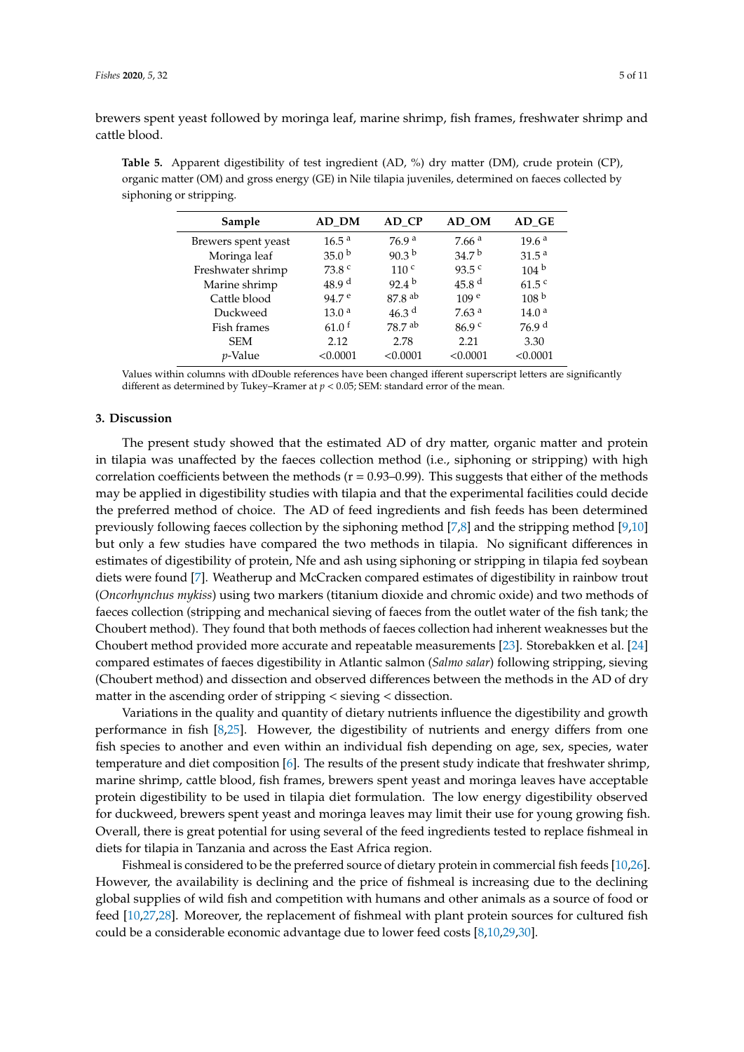brewers spent yeast followed by moringa leaf, marine shrimp, fish frames, freshwater shrimp and cattle blood.

**Table 5.** Apparent digestibility of test ingredient (AD, %) dry matter (DM), crude protein (CP), organic matter (OM) and gross energy (GE) in Nile tilapia juveniles, determined on faeces collected by siphoning or stripping.

| Sample | AD_DM | AD_CP | AD_OM | AD_GE |
|---|---|---|---|---|
| Brewers spent yeast | 16.5 [a] | 76.9 [a] | 7.66 [a] | 19.6 [a] |
| Moringa leaf | 35.0 [b] | 90.3 [b] | 34.7 [b] | 31.5 [a] |
| Freshwater shrimp | 73.8 [c] | 110 [c] | 93.5 [c] | 104 [b] |
| Marine shrimp | 48.9 [d] | 92.4 [b] | 45.8 [d] | 61.5 [c] |
| Cattle blood | 94.7 [e] | 87.8 [ab] | 109 [e] | 108 [b] |
| Duckweed | 13.0 [a] | 46.3 [d] | 7.63 [a] | 14.0 [a] |
| Fish frames | 61.0 [f] | 78.7 [ab] | 86.9 [c] | 76.9 [d] |
| SEM | 2.12 | 2.78 | 2.21 | 3.30 |
| *p*-Value | <0.0001 | <0.0001 | <0.0001 | <0.0001 |

Values within columns with dDouble references have been changed ifferent superscript letters are significantly different as determined by Tukey–Kramer at $p < 0.05$; SEM: standard error of the mean.

## 3. Discussion

The present study showed that the estimated AD of dry matter, organic matter and protein in tilapia was unaffected by the faeces collection method (i.e., siphoning or stripping) with high correlation coefficients between the methods (r = 0.93–0.99). This suggests that either of the methods may be applied in digestibility studies with tilapia and that the experimental facilities could decide the preferred method of choice. The AD of feed ingredients and fish feeds has been determined previously following faeces collection by the siphoning method [7,8] and the stripping method [9,10] but only a few studies have compared the two methods in tilapia. No significant differences in estimates of digestibility of protein, Nfe and ash using siphoning or stripping in tilapia fed soybean diets were found [7]. Weatherup and McCracken compared estimates of digestibility in rainbow trout (*Oncorhynchus mykiss*) using two markers (titanium dioxide and chromic oxide) and two methods of faeces collection (stripping and mechanical sieving of faeces from the outlet water of the fish tank; the Choubert method). They found that both methods of faeces collection had inherent weaknesses but the Choubert method provided more accurate and repeatable measurements [23]. Storebakken et al. [24] compared estimates of faeces digestibility in Atlantic salmon (*Salmo salar*) following stripping, sieving (Choubert method) and dissection and observed differences between the methods in the AD of dry matter in the ascending order of stripping < sieving < dissection.

Variations in the quality and quantity of dietary nutrients influence the digestibility and growth performance in fish [8,25]. However, the digestibility of nutrients and energy differs from one fish species to another and even within an individual fish depending on age, sex, species, water temperature and diet composition [6]. The results of the present study indicate that freshwater shrimp, marine shrimp, cattle blood, fish frames, brewers spent yeast and moringa leaves have acceptable protein digestibility to be used in tilapia diet formulation. The low energy digestibility observed for duckweed, brewers spent yeast and moringa leaves may limit their use for young growing fish. Overall, there is great potential for using several of the feed ingredients tested to replace fishmeal in diets for tilapia in Tanzania and across the East Africa region.

Fishmeal is considered to be the preferred source of dietary protein in commercial fish feeds [10,26]. However, the availability is declining and the price of fishmeal is increasing due to the declining global supplies of wild fish and competition with humans and other animals as a source of food or feed [10,27,28]. Moreover, the replacement of fishmeal with plant protein sources for cultured fish could be a considerable economic advantage due to lower feed costs [8,10,29,30].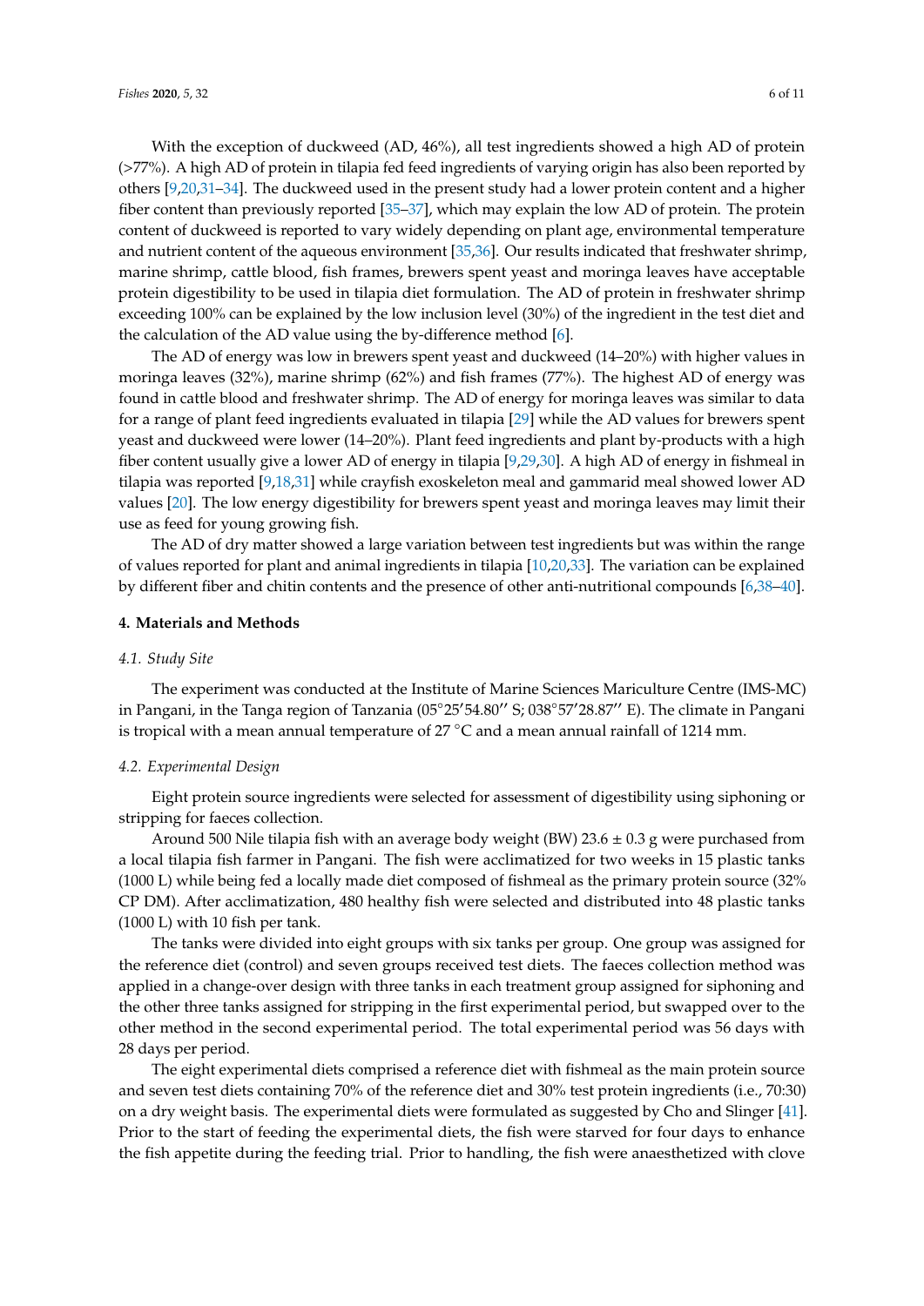With the exception of duckweed (AD, 46%), all test ingredients showed a high AD of protein (>77%). A high AD of protein in tilapia fed feed ingredients of varying origin has also been reported by others [9,20,31–34]. The duckweed used in the present study had a lower protein content and a higher fiber content than previously reported [35–37], which may explain the low AD of protein. The protein content of duckweed is reported to vary widely depending on plant age, environmental temperature and nutrient content of the aqueous environment [35,36]. Our results indicated that freshwater shrimp, marine shrimp, cattle blood, fish frames, brewers spent yeast and moringa leaves have acceptable protein digestibility to be used in tilapia diet formulation. The AD of protein in freshwater shrimp exceeding 100% can be explained by the low inclusion level (30%) of the ingredient in the test diet and the calculation of the AD value using the by-difference method [6].

The AD of energy was low in brewers spent yeast and duckweed (14–20%) with higher values in moringa leaves (32%), marine shrimp (62%) and fish frames (77%). The highest AD of energy was found in cattle blood and freshwater shrimp. The AD of energy for moringa leaves was similar to data for a range of plant feed ingredients evaluated in tilapia [29] while the AD values for brewers spent yeast and duckweed were lower (14–20%). Plant feed ingredients and plant by-products with a high fiber content usually give a lower AD of energy in tilapia [9,29,30]. A high AD of energy in fishmeal in tilapia was reported [9,18,31] while crayfish exoskeleton meal and gammarid meal showed lower AD values [20]. The low energy digestibility for brewers spent yeast and moringa leaves may limit their use as feed for young growing fish.

The AD of dry matter showed a large variation between test ingredients but was within the range of values reported for plant and animal ingredients in tilapia [10,20,33]. The variation can be explained by different fiber and chitin contents and the presence of other anti-nutritional compounds [6,38–40].

## 4. Materials and Methods

### *4.1. Study Site*

The experiment was conducted at the Institute of Marine Sciences Mariculture Centre (IMS-MC) in Pangani, in the Tanga region of Tanzania (05°25′54.80′′ S; 038°57′28.87′′ E). The climate in Pangani is tropical with a mean annual temperature of 27 °C and a mean annual rainfall of 1214 mm.

### *4.2. Experimental Design*

Eight protein source ingredients were selected for assessment of digestibility using siphoning or stripping for faeces collection.

Around 500 Nile tilapia fish with an average body weight (BW) 23.6 ± 0.3 g were purchased from a local tilapia fish farmer in Pangani. The fish were acclimatized for two weeks in 15 plastic tanks (1000 L) while being fed a locally made diet composed of fishmeal as the primary protein source (32% CP DM). After acclimatization, 480 healthy fish were selected and distributed into 48 plastic tanks (1000 L) with 10 fish per tank.

The tanks were divided into eight groups with six tanks per group. One group was assigned for the reference diet (control) and seven groups received test diets. The faeces collection method was applied in a change-over design with three tanks in each treatment group assigned for siphoning and the other three tanks assigned for stripping in the first experimental period, but swapped over to the other method in the second experimental period. The total experimental period was 56 days with 28 days per period.

The eight experimental diets comprised a reference diet with fishmeal as the main protein source and seven test diets containing 70% of the reference diet and 30% test protein ingredients (i.e., 70:30) on a dry weight basis. The experimental diets were formulated as suggested by Cho and Slinger [41]. Prior to the start of feeding the experimental diets, the fish were starved for four days to enhance the fish appetite during the feeding trial. Prior to handling, the fish were anaesthetized with clove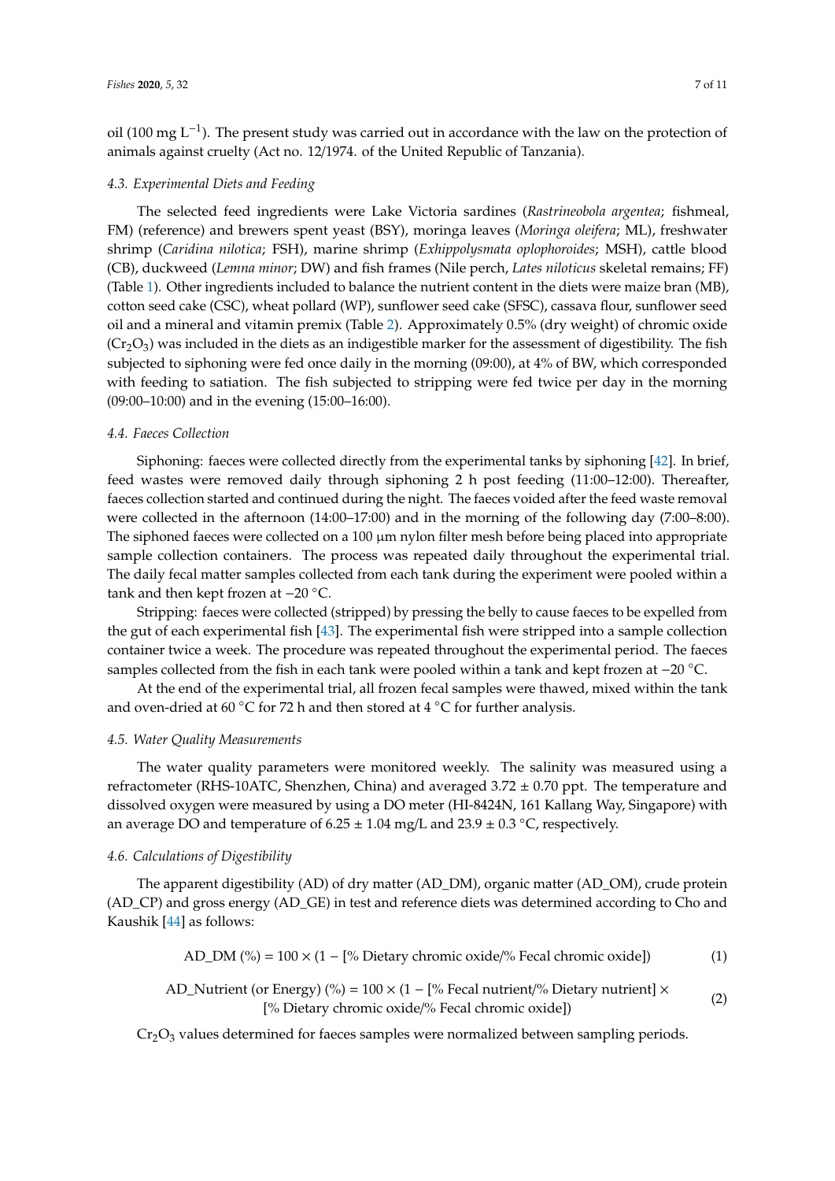oil (100 mg $L^{-1}$). The present study was carried out in accordance with the law on the protection of animals against cruelty (Act no. 12/1974. of the United Republic of Tanzania).

### 4.3. Experimental Diets and Feeding

The selected feed ingredients were Lake Victoria sardines (*Rastrineobola argentea*; fishmeal, FM) (reference) and brewers spent yeast (BSY), moringa leaves (*Moringa oleifera*; ML), freshwater shrimp (*Caridina nilotica*; FSH), marine shrimp (*Exhippolysmata oplophoroides*; MSH), cattle blood (CB), duckweed (*Lemna minor*; DW) and fish frames (Nile perch, *Lates niloticus* skeletal remains; FF) (Table 1). Other ingredients included to balance the nutrient content in the diets were maize bran (MB), cotton seed cake (CSC), wheat pollard (WP), sunflower seed cake (SFSC), cassava flour, sunflower seed oil and a mineral and vitamin premix (Table 2). Approximately 0.5% (dry weight) of chromic oxide ($Cr_2O_3$) was included in the diets as an indigestible marker for the assessment of digestibility. The fish subjected to siphoning were fed once daily in the morning (09:00), at 4% of BW, which corresponded with feeding to satiation. The fish subjected to stripping were fed twice per day in the morning (09:00–10:00) and in the evening (15:00–16:00).

### 4.4. Faeces Collection

Siphoning: faeces were collected directly from the experimental tanks by siphoning [42]. In brief, feed wastes were removed daily through siphoning 2 h post feeding (11:00–12:00). Thereafter, faeces collection started and continued during the night. The faeces voided after the feed waste removal were collected in the afternoon (14:00–17:00) and in the morning of the following day (7:00–8:00). The siphoned faeces were collected on a 100 µm nylon filter mesh before being placed into appropriate sample collection containers. The process was repeated daily throughout the experimental trial. The daily fecal matter samples collected from each tank during the experiment were pooled within a tank and then kept frozen at −20 °C.

Stripping: faeces were collected (stripped) by pressing the belly to cause faeces to be expelled from the gut of each experimental fish [43]. The experimental fish were stripped into a sample collection container twice a week. The procedure was repeated throughout the experimental period. The faeces samples collected from the fish in each tank were pooled within a tank and kept frozen at −20 °C.

At the end of the experimental trial, all frozen fecal samples were thawed, mixed within the tank and oven-dried at 60 °C for 72 h and then stored at 4 °C for further analysis.

### 4.5. Water Quality Measurements

The water quality parameters were monitored weekly. The salinity was measured using a refractometer (RHS-10ATC, Shenzhen, China) and averaged 3.72 ± 0.70 ppt. The temperature and dissolved oxygen were measured by using a DO meter (HI-8424N, 161 Kallang Way, Singapore) with an average DO and temperature of 6.25 ± 1.04 mg/L and 23.9 ± 0.3 °C, respectively.

### 4.6. Calculations of Digestibility

The apparent digestibility (AD) of dry matter (AD_DM), organic matter (AD_OM), crude protein (AD_CP) and gross energy (AD_GE) in test and reference diets was determined according to Cho and Kaushik [44] as follows:

$$\text{AD\_DM}\ (\%) = 100 \times (1 - [\%\ \text{Dietary chromic oxide}/\%\ \text{Fecal chromic oxide}]) \quad (1)$$

$$\text{AD\_Nutrient (or Energy)}\ (\%) = 100 \times (1 - [\%\ \text{Fecal nutrient}/\%\ \text{Dietary nutrient}] \times [\%\ \text{Dietary chromic oxide}/\%\ \text{Fecal chromic oxide}]) \quad (2)$$

$Cr_2O_3$ values determined for faeces samples were normalized between sampling periods.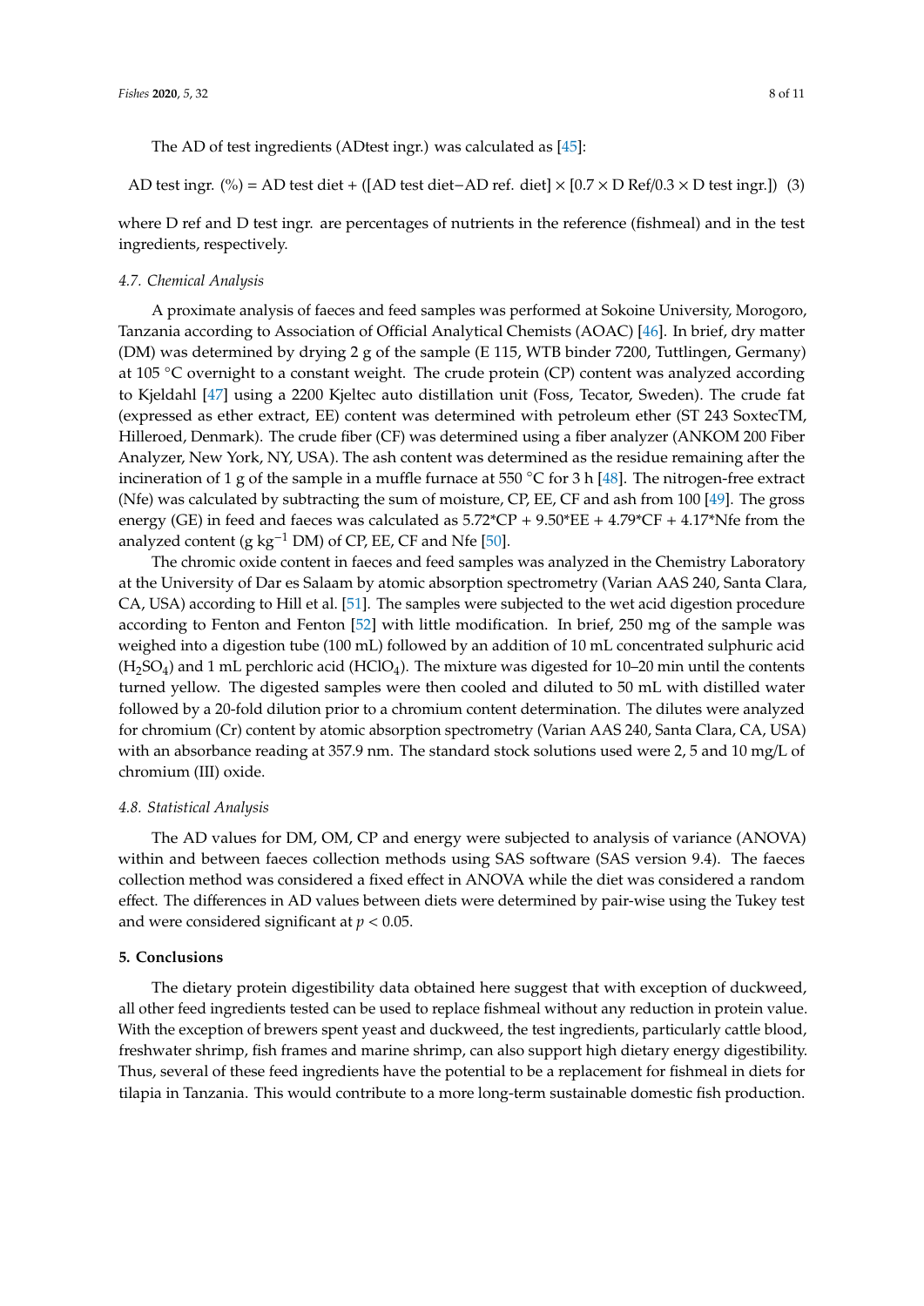The AD of test ingredients (ADtest ingr.) was calculated as [45]:

$$\text{AD test ingr. } (\%) = \text{AD test diet} + ([\text{AD test diet} - \text{AD ref. diet}] \times [0.7 \times \text{D Ref}/0.3 \times \text{D test ingr.}]) \quad (3)$$

where D ref and D test ingr. are percentages of nutrients in the reference (fishmeal) and in the test ingredients, respectively.

### 4.7. Chemical Analysis

A proximate analysis of faeces and feed samples was performed at Sokoine University, Morogoro, Tanzania according to Association of Official Analytical Chemists (AOAC) [46]. In brief, dry matter (DM) was determined by drying 2 g of the sample (E 115, WTB binder 7200, Tuttlingen, Germany) at 105 °C overnight to a constant weight. The crude protein (CP) content was analyzed according to Kjeldahl [47] using a 2200 Kjeltec auto distillation unit (Foss, Tecator, Sweden). The crude fat (expressed as ether extract, EE) content was determined with petroleum ether (ST 243 SoxtecTM, Hilleroed, Denmark). The crude fiber (CF) was determined using a fiber analyzer (ANKOM 200 Fiber Analyzer, New York, NY, USA). The ash content was determined as the residue remaining after the incineration of 1 g of the sample in a muffle furnace at 550 °C for 3 h [48]. The nitrogen-free extract (Nfe) was calculated by subtracting the sum of moisture, CP, EE, CF and ash from 100 [49]. The gross energy (GE) in feed and faeces was calculated as 5.72*CP + 9.50*EE + 4.79*CF + 4.17*Nfe from the analyzed content (g $kg^{-1}$ DM) of CP, EE, CF and Nfe [50].

The chromic oxide content in faeces and feed samples was analyzed in the Chemistry Laboratory at the University of Dar es Salaam by atomic absorption spectrometry (Varian AAS 240, Santa Clara, CA, USA) according to Hill et al. [51]. The samples were subjected to the wet acid digestion procedure according to Fenton and Fenton [52] with little modification. In brief, 250 mg of the sample was weighed into a digestion tube (100 mL) followed by an addition of 10 mL concentrated sulphuric acid ($H_2SO_4$) and 1 mL perchloric acid ($HClO_4$). The mixture was digested for 10–20 min until the contents turned yellow. The digested samples were then cooled and diluted to 50 mL with distilled water followed by a 20-fold dilution prior to a chromium content determination. The dilutes were analyzed for chromium (Cr) content by atomic absorption spectrometry (Varian AAS 240, Santa Clara, CA, USA) with an absorbance reading at 357.9 nm. The standard stock solutions used were 2, 5 and 10 mg/L of chromium (III) oxide.

### 4.8. Statistical Analysis

The AD values for DM, OM, CP and energy were subjected to analysis of variance (ANOVA) within and between faeces collection methods using SAS software (SAS version 9.4). The faeces collection method was considered a fixed effect in ANOVA while the diet was considered a random effect. The differences in AD values between diets were determined by pair-wise using the Tukey test and were considered significant at $p < 0.05$.

## 5. Conclusions

The dietary protein digestibility data obtained here suggest that with exception of duckweed, all other feed ingredients tested can be used to replace fishmeal without any reduction in protein value. With the exception of brewers spent yeast and duckweed, the test ingredients, particularly cattle blood, freshwater shrimp, fish frames and marine shrimp, can also support high dietary energy digestibility. Thus, several of these feed ingredients have the potential to be a replacement for fishmeal in diets for tilapia in Tanzania. This would contribute to a more long-term sustainable domestic fish production.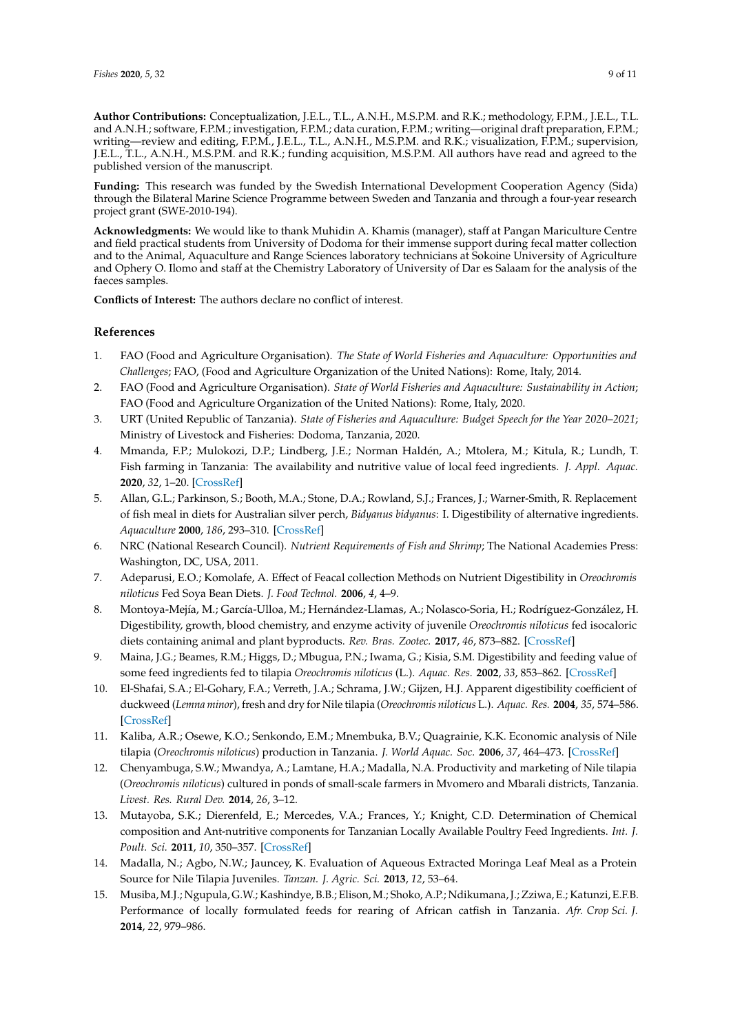**Author Contributions:** Conceptualization, J.E.L., T.L., A.N.H., M.S.P.M. and R.K.; methodology, F.P.M., J.E.L., T.L. and A.N.H.; software, F.P.M.; investigation, F.P.M.; data curation, F.P.M.; writing—original draft preparation, F.P.M.; writing—review and editing, F.P.M., J.E.L., T.L., A.N.H., M.S.P.M. and R.K.; visualization, F.P.M.; supervision, J.E.L., T.L., A.N.H., M.S.P.M. and R.K.; funding acquisition, M.S.P.M. All authors have read and agreed to the published version of the manuscript.

**Funding:** This research was funded by the Swedish International Development Cooperation Agency (Sida) through the Bilateral Marine Science Programme between Sweden and Tanzania and through a four-year research project grant (SWE-2010-194).

**Acknowledgments:** We would like to thank Muhidin A. Khamis (manager), staff at Pangan Mariculture Centre and field practical students from University of Dodoma for their immense support during fecal matter collection and to the Animal, Aquaculture and Range Sciences laboratory technicians at Sokoine University of Agriculture and Ophery O. Ilomo and staff at the Chemistry Laboratory of University of Dar es Salaam for the analysis of the faeces samples.

**Conflicts of Interest:** The authors declare no conflict of interest.

## References

1. FAO (Food and Agriculture Organisation). *The State of World Fisheries and Aquaculture: Opportunities and Challenges*; FAO, (Food and Agriculture Organization of the United Nations): Rome, Italy, 2014.
2. FAO (Food and Agriculture Organisation). *State of World Fisheries and Aquaculture: Sustainability in Action*; FAO (Food and Agriculture Organization of the United Nations): Rome, Italy, 2020.
3. URT (United Republic of Tanzania). *State of Fisheries and Aquaculture: Budget Speech for the Year 2020–2021*; Ministry of Livestock and Fisheries: Dodoma, Tanzania, 2020.
4. Mmanda, F.P.; Mulokozi, D.P.; Lindberg, J.E.; Norman Haldén, A.; Mtolera, M.; Kitula, R.; Lundh, T. Fish farming in Tanzania: The availability and nutritive value of local feed ingredients. *J. Appl. Aquac.* **2020**, *32*, 1–20. [CrossRef]
5. Allan, G.L.; Parkinson, S.; Booth, M.A.; Stone, D.A.; Rowland, S.J.; Frances, J.; Warner-Smith, R. Replacement of fish meal in diets for Australian silver perch, *Bidyanus bidyanus*: I. Digestibility of alternative ingredients. *Aquaculture* **2000**, *186*, 293–310. [CrossRef]
6. NRC (National Research Council). *Nutrient Requirements of Fish and Shrimp*; The National Academies Press: Washington, DC, USA, 2011.
7. Adeparusi, E.O.; Komolafe, A. Effect of Feacal collection Methods on Nutrient Digestibility in *Oreochromis niloticus* Fed Soya Bean Diets. *J. Food Technol.* **2006**, *4*, 4–9.
8. Montoya-Mejía, M.; García-Ulloa, M.; Hernández-Llamas, A.; Nolasco-Soria, H.; Rodríguez-González, H. Digestibility, growth, blood chemistry, and enzyme activity of juvenile *Oreochromis niloticus* fed isocaloric diets containing animal and plant byproducts. *Rev. Bras. Zootec.* **2017**, *46*, 873–882. [CrossRef]
9. Maina, J.G.; Beames, R.M.; Higgs, D.; Mbugua, P.N.; Iwama, G.; Kisia, S.M. Digestibility and feeding value of some feed ingredients fed to tilapia *Oreochromis niloticus* (L.). *Aquac. Res.* **2002**, *33*, 853–862. [CrossRef]
10. El-Shafai, S.A.; El-Gohary, F.A.; Verreth, J.A.; Schrama, J.W.; Gijzen, H.J. Apparent digestibility coefficient of duckweed (*Lemna minor*), fresh and dry for Nile tilapia (*Oreochromis niloticus* L.). *Aquac. Res.* **2004**, *35*, 574–586. [CrossRef]
11. Kaliba, A.R.; Osewe, K.O.; Senkondo, E.M.; Mnembuka, B.V.; Quagrainie, K.K. Economic analysis of Nile tilapia (*Oreochromis niloticus*) production in Tanzania. *J. World Aquac. Soc.* **2006**, *37*, 464–473. [CrossRef]
12. Chenyambuga, S.W.; Mwandya, A.; Lamtane, H.A.; Madalla, N.A. Productivity and marketing of Nile tilapia (*Oreochromis niloticus*) cultured in ponds of small-scale farmers in Mvomero and Mbarali districts, Tanzania. *Livest. Res. Rural Dev.* **2014**, *26*, 3–12.
13. Mutayoba, S.K.; Dierenfeld, E.; Mercedes, V.A.; Frances, Y.; Knight, C.D. Determination of Chemical composition and Ant-nutritive components for Tanzanian Locally Available Poultry Feed Ingredients. *Int. J. Poult. Sci.* **2011**, *10*, 350–357. [CrossRef]
14. Madalla, N.; Agbo, N.W.; Jauncey, K. Evaluation of Aqueous Extracted Moringa Leaf Meal as a Protein Source for Nile Tilapia Juveniles. *Tanzan. J. Agric. Sci.* **2013**, *12*, 53–64.
15. Musiba, M.J.; Ngupula, G.W.; Kashindye, B.B.; Elison, M.; Shoko, A.P.; Ndikumana, J.; Zziwa, E.; Katunzi, E.F.B. Performance of locally formulated feeds for rearing of African catfish in Tanzania. *Afr. Crop Sci. J.* **2014**, *22*, 979–986.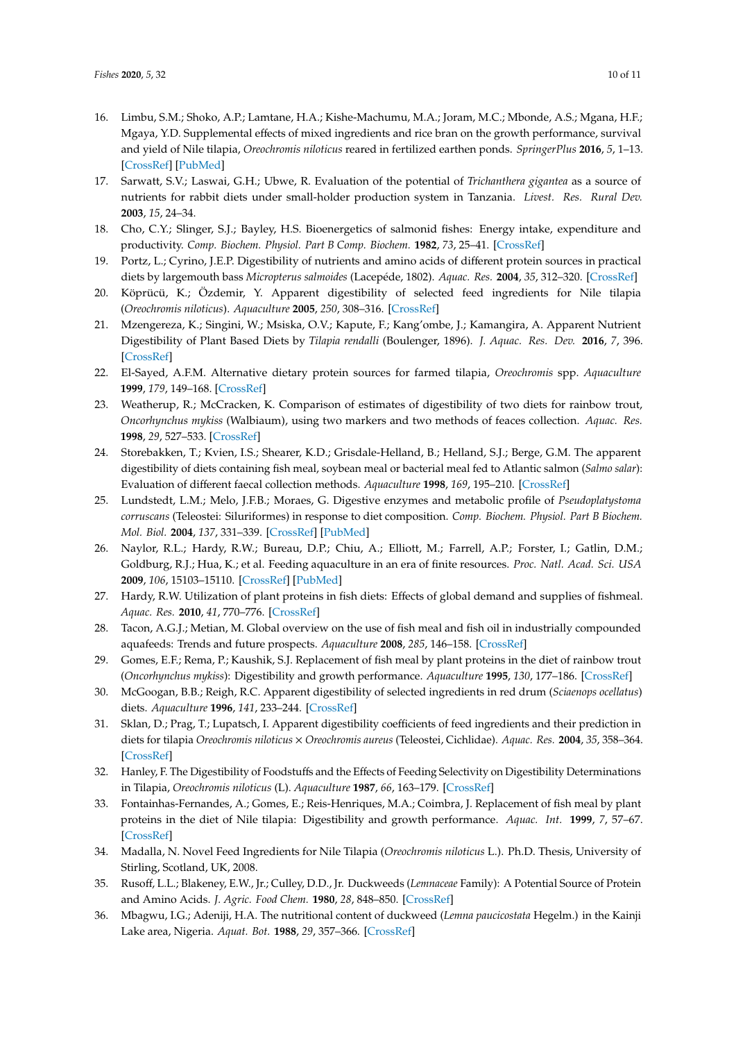16. Limbu, S.M.; Shoko, A.P.; Lamtane, H.A.; Kishe-Machumu, M.A.; Joram, M.C.; Mbonde, A.S.; Mgana, H.F.; Mgaya, Y.D. Supplemental effects of mixed ingredients and rice bran on the growth performance, survival and yield of Nile tilapia, *Oreochromis niloticus* reared in fertilized earthen ponds. *SpringerPlus* **2016**, *5*, 1–13. [CrossRef] [PubMed]
17. Sarwatt, S.V.; Laswai, G.H.; Ubwe, R. Evaluation of the potential of *Trichanthera gigantea* as a source of nutrients for rabbit diets under small-holder production system in Tanzania. *Livest. Res. Rural Dev.* **2003**, *15*, 24–34.
18. Cho, C.Y.; Slinger, S.J.; Bayley, H.S. Bioenergetics of salmonid fishes: Energy intake, expenditure and productivity. *Comp. Biochem. Physiol. Part B Comp. Biochem.* **1982**, *73*, 25–41. [CrossRef]
19. Portz, L.; Cyrino, J.E.P. Digestibility of nutrients and amino acids of different protein sources in practical diets by largemouth bass *Micropterus salmoides* (Lacepéde, 1802). *Aquac. Res.* **2004**, *35*, 312–320. [CrossRef]
20. Köprücü, K.; Özdemir, Y. Apparent digestibility of selected feed ingredients for Nile tilapia (*Oreochromis niloticus*). *Aquaculture* **2005**, *250*, 308–316. [CrossRef]
21. Mzengereza, K.; Singini, W.; Msiska, O.V.; Kapute, F.; Kang'ombe, J.; Kamangira, A. Apparent Nutrient Digestibility of Plant Based Diets by *Tilapia rendalli* (Boulenger, 1896). *J. Aquac. Res. Dev.* **2016**, *7*, 396. [CrossRef]
22. El-Sayed, A.F.M. Alternative dietary protein sources for farmed tilapia, *Oreochromis* spp. *Aquaculture* **1999**, *179*, 149–168. [CrossRef]
23. Weatherup, R.; McCracken, K. Comparison of estimates of digestibility of two diets for rainbow trout, *Oncorhynchus mykiss* (Walbiaum), using two markers and two methods of feaces collection. *Aquac. Res.* **1998**, *29*, 527–533. [CrossRef]
24. Storebakken, T.; Kvien, I.S.; Shearer, K.D.; Grisdale-Helland, B.; Helland, S.J.; Berge, G.M. The apparent digestibility of diets containing fish meal, soybean meal or bacterial meal fed to Atlantic salmon (*Salmo salar*): Evaluation of different faecal collection methods. *Aquaculture* **1998**, *169*, 195–210. [CrossRef]
25. Lundstedt, L.M.; Melo, J.F.B.; Moraes, G. Digestive enzymes and metabolic profile of *Pseudoplatystoma corruscans* (Teleostei: Siluriformes) in response to diet composition. *Comp. Biochem. Physiol. Part B Biochem. Mol. Biol.* **2004**, *137*, 331–339. [CrossRef] [PubMed]
26. Naylor, R.L.; Hardy, R.W.; Bureau, D.P.; Chiu, A.; Elliott, M.; Farrell, A.P.; Forster, I.; Gatlin, D.M.; Goldburg, R.J.; Hua, K.; et al. Feeding aquaculture in an era of finite resources. *Proc. Natl. Acad. Sci. USA* **2009**, *106*, 15103–15110. [CrossRef] [PubMed]
27. Hardy, R.W. Utilization of plant proteins in fish diets: Effects of global demand and supplies of fishmeal. *Aquac. Res.* **2010**, *41*, 770–776. [CrossRef]
28. Tacon, A.G.J.; Metian, M. Global overview on the use of fish meal and fish oil in industrially compounded aquafeeds: Trends and future prospects. *Aquaculture* **2008**, *285*, 146–158. [CrossRef]
29. Gomes, E.F.; Rema, P.; Kaushik, S.J. Replacement of fish meal by plant proteins in the diet of rainbow trout (*Oncorhynchus mykiss*): Digestibility and growth performance. *Aquaculture* **1995**, *130*, 177–186. [CrossRef]
30. McGoogan, B.B.; Reigh, R.C. Apparent digestibility of selected ingredients in red drum (*Sciaenops ocellatus*) diets. *Aquaculture* **1996**, *141*, 233–244. [CrossRef]
31. Sklan, D.; Prag, T.; Lupatsch, I. Apparent digestibility coefficients of feed ingredients and their prediction in diets for tilapia *Oreochromis niloticus* × *Oreochromis aureus* (Teleostei, Cichlidae). *Aquac. Res.* **2004**, *35*, 358–364. [CrossRef]
32. Hanley, F. The Digestibility of Foodstuffs and the Effects of Feeding Selectivity on Digestibility Determinations in Tilapia, *Oreochromis niloticus* (L). *Aquaculture* **1987**, *66*, 163–179. [CrossRef]
33. Fontainhas-Fernandes, A.; Gomes, E.; Reis-Henriques, M.A.; Coimbra, J. Replacement of fish meal by plant proteins in the diet of Nile tilapia: Digestibility and growth performance. *Aquac. Int.* **1999**, *7*, 57–67. [CrossRef]
34. Madalla, N. Novel Feed Ingredients for Nile Tilapia (*Oreochromis niloticus* L.). Ph.D. Thesis, University of Stirling, Scotland, UK, 2008.
35. Rusoff, L.L.; Blakeney, E.W., Jr.; Culley, D.D., Jr. Duckweeds (*Lemnaceae* Family): A Potential Source of Protein and Amino Acids. *J. Agric. Food Chem.* **1980**, *28*, 848–850. [CrossRef]
36. Mbagwu, I.G.; Adeniji, H.A. The nutritional content of duckweed (*Lemna paucicostata* Hegelm.) in the Kainji Lake area, Nigeria. *Aquat. Bot.* **1988**, *29*, 357–366. [CrossRef]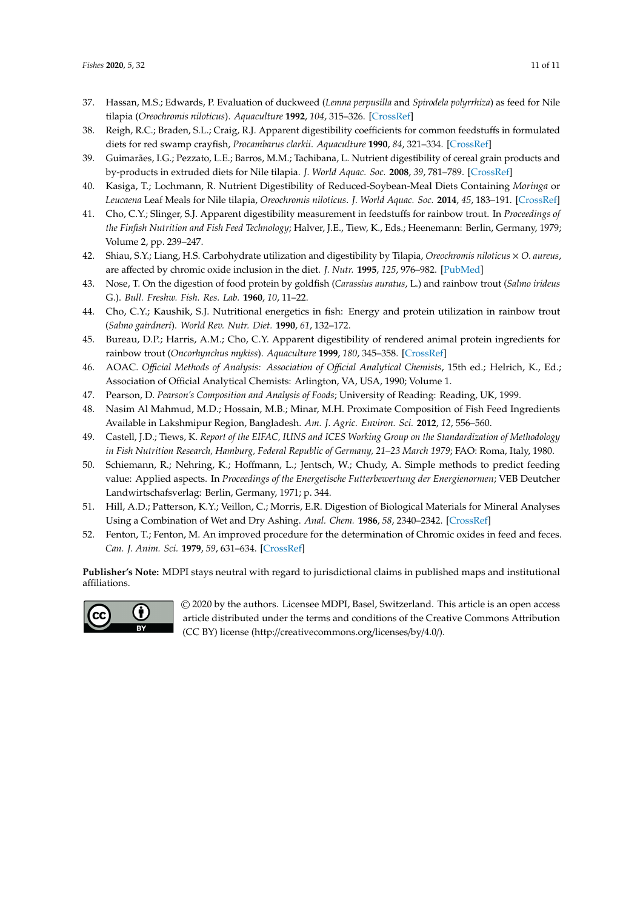37. Hassan, M.S.; Edwards, P. Evaluation of duckweed (*Lemna perpusilla* and *Spirodela polyrrhiza*) as feed for Nile tilapia (*Oreochromis niloticus*). *Aquaculture* **1992**, *104*, 315–326. [CrossRef]
38. Reigh, R.C.; Braden, S.L.; Craig, R.J. Apparent digestibility coefficients for common feedstuffs in formulated diets for red swamp crayfish, *Procambarus clarkii*. *Aquaculture* **1990**, *84*, 321–334. [CrossRef]
39. Guimarães, I.G.; Pezzato, L.E.; Barros, M.M.; Tachibana, L. Nutrient digestibility of cereal grain products and by-products in extruded diets for Nile tilapia. *J. World Aquac. Soc.* **2008**, *39*, 781–789. [CrossRef]
40. Kasiga, T.; Lochmann, R. Nutrient Digestibility of Reduced-Soybean-Meal Diets Containing *Moringa* or *Leucaena* Leaf Meals for Nile tilapia, *Oreochromis niloticus*. *J. World Aquac. Soc.* **2014**, *45*, 183–191. [CrossRef]
41. Cho, C.Y.; Slinger, S.J. Apparent digestibility measurement in feedstuffs for rainbow trout. In *Proceedings of the Finfish Nutrition and Fish Feed Technology*; Halver, J.E., Tiew, K., Eds.; Heenemann: Berlin, Germany, 1979; Volume 2, pp. 239–247.
42. Shiau, S.Y.; Liang, H.S. Carbohydrate utilization and digestibility by Tilapia, *Oreochromis niloticus* × *O. aureus*, are affected by chromic oxide inclusion in the diet. *J. Nutr.* **1995**, *125*, 976–982. [PubMed]
43. Nose, T. On the digestion of food protein by goldfish (*Carassius auratus*, L.) and rainbow trout (*Salmo irideus* G.). *Bull. Freshw. Fish. Res. Lab.* **1960**, *10*, 11–22.
44. Cho, C.Y.; Kaushik, S.J. Nutritional energetics in fish: Energy and protein utilization in rainbow trout (*Salmo gairdneri*). *World Rev. Nutr. Diet.* **1990**, *61*, 132–172.
45. Bureau, D.P.; Harris, A.M.; Cho, C.Y. Apparent digestibility of rendered animal protein ingredients for rainbow trout (*Oncorhynchus mykiss*). *Aquaculture* **1999**, *180*, 345–358. [CrossRef]
46. AOAC. *Official Methods of Analysis: Association of Official Analytical Chemists*, 15th ed.; Helrich, K., Ed.; Association of Official Analytical Chemists: Arlington, VA, USA, 1990; Volume 1.
47. Pearson, D. *Pearson's Composition and Analysis of Foods*; University of Reading: Reading, UK, 1999.
48. Nasim Al Mahmud, M.D.; Hossain, M.B.; Minar, M.H. Proximate Composition of Fish Feed Ingredients Available in Lakshmipur Region, Bangladesh. *Am. J. Agric. Environ. Sci.* **2012**, *12*, 556–560.
49. Castell, J.D.; Tiews, K. *Report of the EIFAC, IUNS and ICES Working Group on the Standardization of Methodology in Fish Nutrition Research, Hamburg, Federal Republic of Germany, 21–23 March 1979*; FAO: Roma, Italy, 1980.
50. Schiemann, R.; Nehring, K.; Hoffmann, L.; Jentsch, W.; Chudy, A. Simple methods to predict feeding value: Applied aspects. In *Proceedings of the Energetische Futterbewertung der Energienormen*; VEB Deutcher Landwirtschafsverlag: Berlin, Germany, 1971; p. 344.
51. Hill, A.D.; Patterson, K.Y.; Veillon, C.; Morris, E.R. Digestion of Biological Materials for Mineral Analyses Using a Combination of Wet and Dry Ashing. *Anal. Chem.* **1986**, *58*, 2340–2342. [CrossRef]
52. Fenton, T.; Fenton, M. An improved procedure for the determination of Chromic oxides in feed and feces. *Can. J. Anim. Sci.* **1979**, *59*, 631–634. [CrossRef]

**Publisher's Note:** MDPI stays neutral with regard to jurisdictional claims in published maps and institutional affiliations.

© 2020 by the authors. Licensee MDPI, Basel, Switzerland. This article is an open access article distributed under the terms and conditions of the Creative Commons Attribution (CC BY) license (http://creativecommons.org/licenses/by/4.0/).